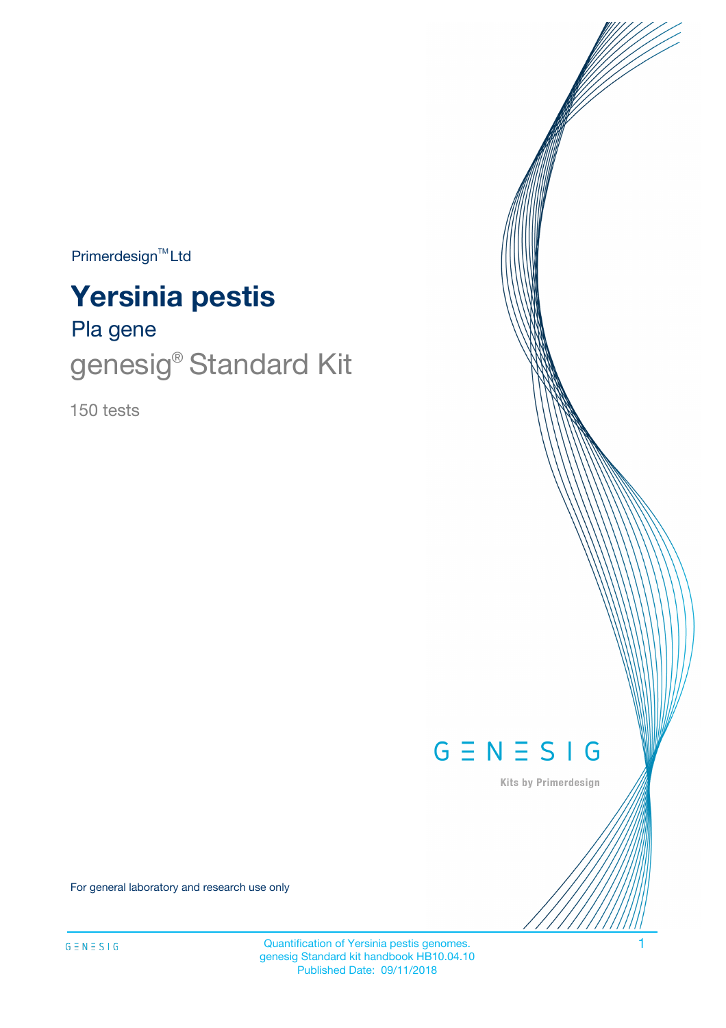Primerdesign™ Ltd

# Yersinia pestis

## Pla gene

## genesig® Standard Kit

150 tests

GENESIG

Kits by Primerdesign

For general laboratory and research use only

Quantification of Yersinia pestis genomes.
genesig Standard kit handbook HB10.04.10
Published Date: 09/11/2018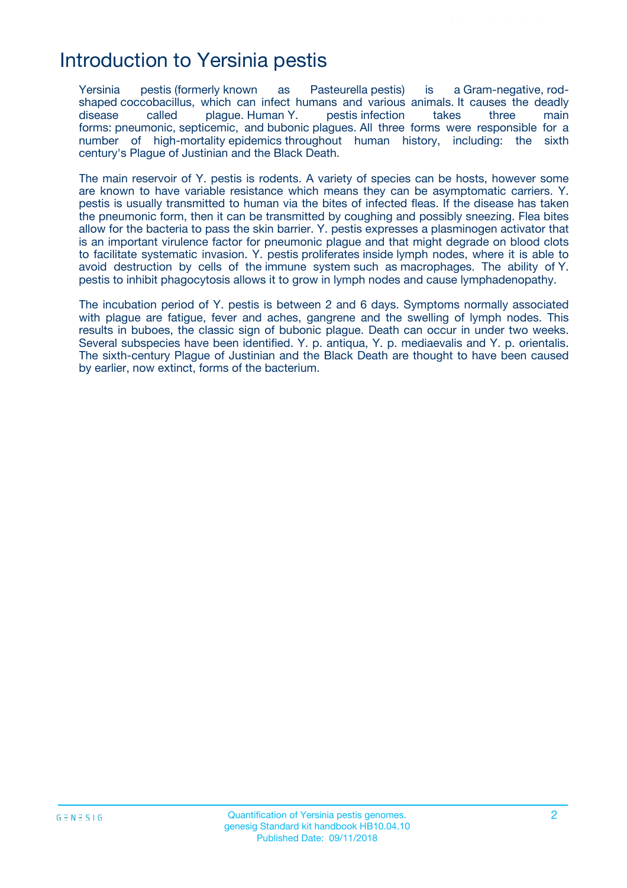# Introduction to Yersinia pestis

Yersinia pestis (formerly known as Pasteurella pestis) is a Gram-negative, rod-shaped coccobacillus, which can infect humans and various animals. It causes the deadly disease called plague. Human Y. pestis infection takes three main forms: pneumonic, septicemic, and bubonic plagues. All three forms were responsible for a number of high-mortality epidemics throughout human history, including: the sixth century's Plague of Justinian and the Black Death.

The main reservoir of Y. pestis is rodents. A variety of species can be hosts, however some are known to have variable resistance which means they can be asymptomatic carriers. Y. pestis is usually transmitted to human via the bites of infected fleas. If the disease has taken the pneumonic form, then it can be transmitted by coughing and possibly sneezing. Flea bites allow for the bacteria to pass the skin barrier. Y. pestis expresses a plasminogen activator that is an important virulence factor for pneumonic plague and that might degrade on blood clots to facilitate systematic invasion. Y. pestis proliferates inside lymph nodes, where it is able to avoid destruction by cells of the immune system such as macrophages. The ability of Y. pestis to inhibit phagocytosis allows it to grow in lymph nodes and cause lymphadenopathy.

The incubation period of Y. pestis is between 2 and 6 days. Symptoms normally associated with plague are fatigue, fever and aches, gangrene and the swelling of lymph nodes. This results in buboes, the classic sign of bubonic plague. Death can occur in under two weeks. Several subspecies have been identified. Y. p. antiqua, Y. p. mediaevalis and Y. p. orientalis. The sixth-century Plague of Justinian and the Black Death are thought to have been caused by earlier, now extinct, forms of the bacterium.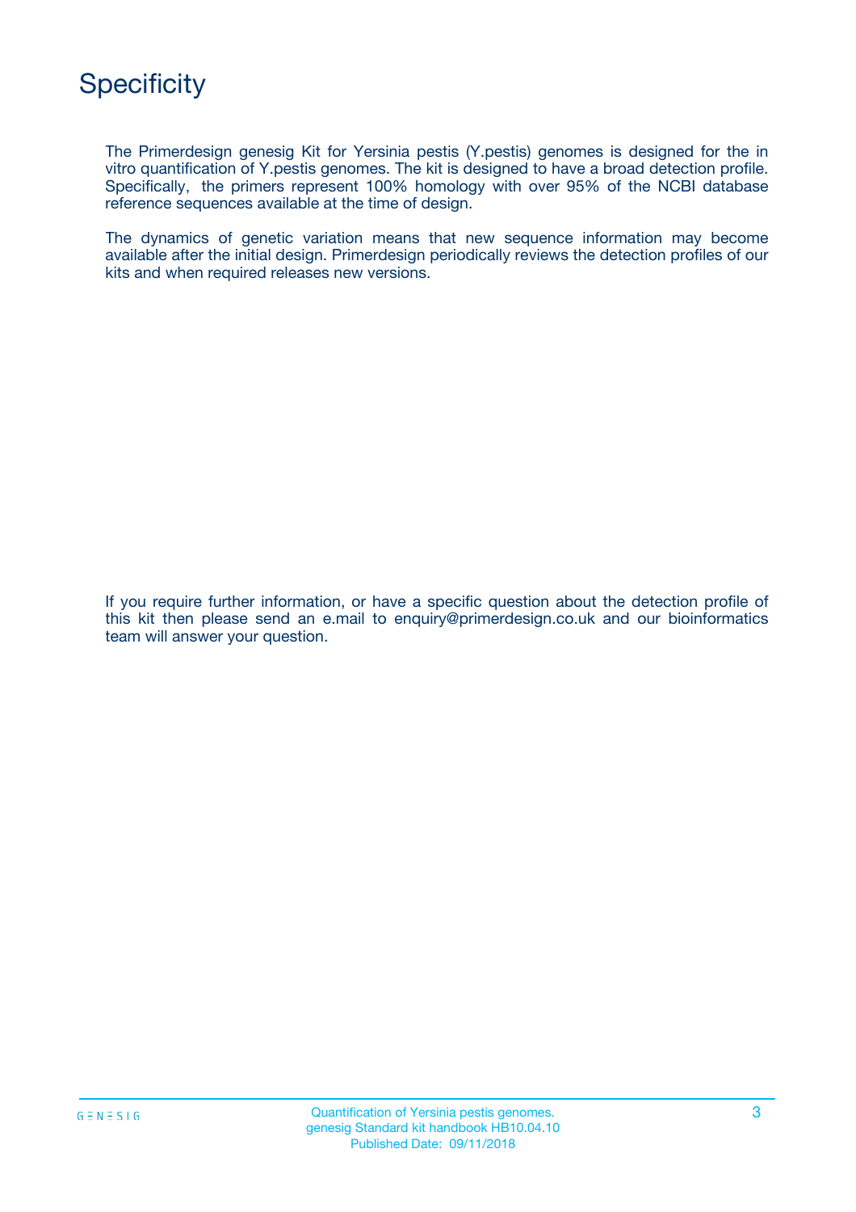# Specificity

The Primerdesign genesig Kit for Yersinia pestis (Y.pestis) genomes is designed for the in vitro quantification of Y.pestis genomes. The kit is designed to have a broad detection profile. Specifically, the primers represent 100% homology with over 95% of the NCBI database reference sequences available at the time of design.

The dynamics of genetic variation means that new sequence information may become available after the initial design. Primerdesign periodically reviews the detection profiles of our kits and when required releases new versions.

If you require further information, or have a specific question about the detection profile of this kit then please send an e.mail to enquiry@primerdesign.co.uk and our bioinformatics team will answer your question.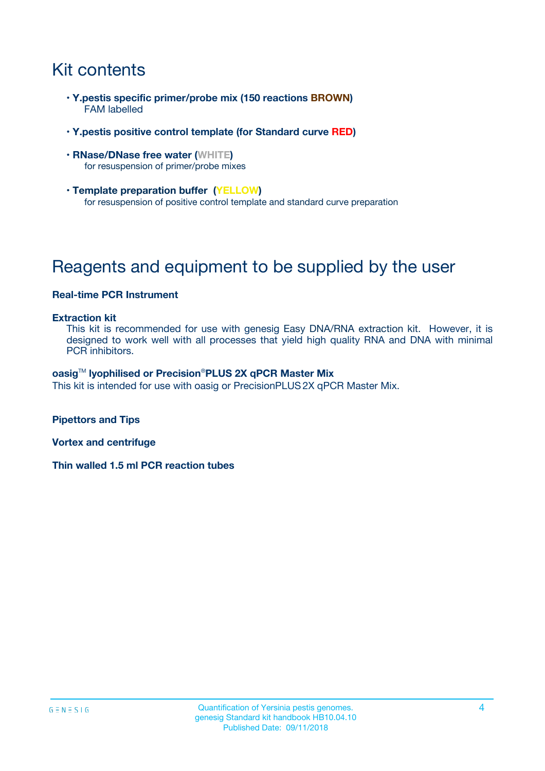# Kit contents

- **Y.pestis specific primer/probe mix (150 reactions BROWN)**
  FAM labelled
- **Y.pestis positive control template (for Standard curve RED)**
- **RNase/DNase free water (WHITE)**
  for resuspension of primer/probe mixes
- **Template preparation buffer (YELLOW)**
  for resuspension of positive control template and standard curve preparation

# Reagents and equipment to be supplied by the user

**Real-time PCR Instrument**

**Extraction kit**
This kit is recommended for use with genesig Easy DNA/RNA extraction kit. However, it is designed to work well with all processes that yield high quality RNA and DNA with minimal PCR inhibitors.

**oasig™ lyophilised or Precision®PLUS 2X qPCR Master Mix**
This kit is intended for use with oasig or PrecisionPLUS 2X qPCR Master Mix.

**Pipettors and Tips**

**Vortex and centrifuge**

**Thin walled 1.5 ml PCR reaction tubes**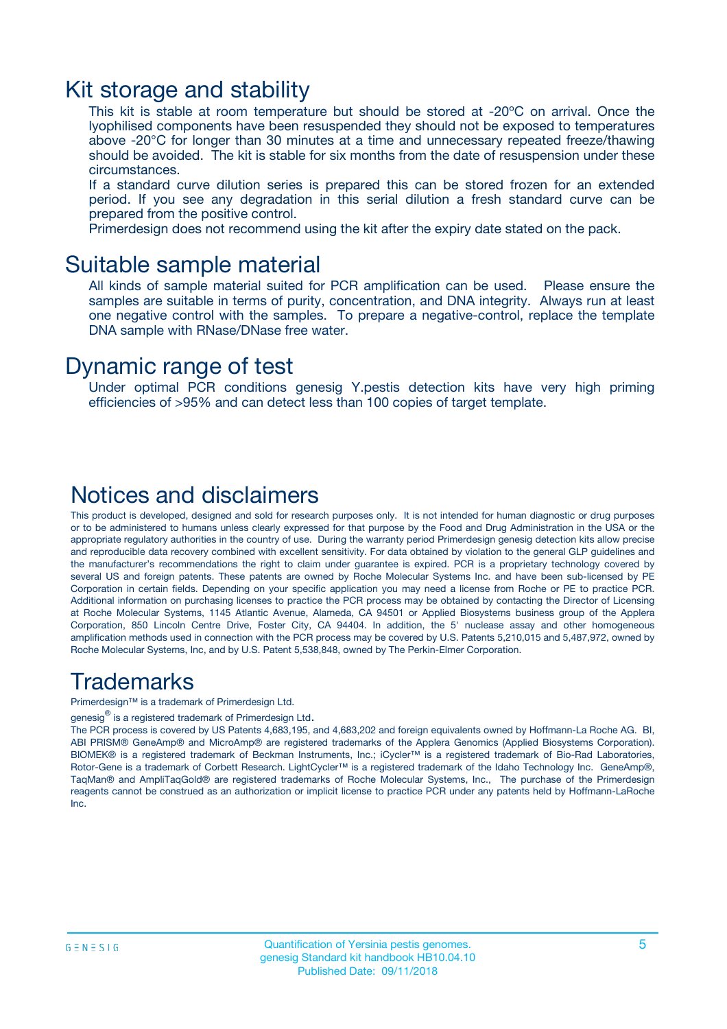# Kit storage and stability

This kit is stable at room temperature but should be stored at -20ºC on arrival. Once the lyophilised components have been resuspended they should not be exposed to temperatures above -20°C for longer than 30 minutes at a time and unnecessary repeated freeze/thawing should be avoided. The kit is stable for six months from the date of resuspension under these circumstances.

If a standard curve dilution series is prepared this can be stored frozen for an extended period. If you see any degradation in this serial dilution a fresh standard curve can be prepared from the positive control.

Primerdesign does not recommend using the kit after the expiry date stated on the pack.

# Suitable sample material

All kinds of sample material suited for PCR amplification can be used. Please ensure the samples are suitable in terms of purity, concentration, and DNA integrity. Always run at least one negative control with the samples. To prepare a negative-control, replace the template DNA sample with RNase/DNase free water.

# Dynamic range of test

Under optimal PCR conditions genesig Y.pestis detection kits have very high priming efficiencies of >95% and can detect less than 100 copies of target template.

# Notices and disclaimers

This product is developed, designed and sold for research purposes only. It is not intended for human diagnostic or drug purposes or to be administered to humans unless clearly expressed for that purpose by the Food and Drug Administration in the USA or the appropriate regulatory authorities in the country of use. During the warranty period Primerdesign genesig detection kits allow precise and reproducible data recovery combined with excellent sensitivity. For data obtained by violation to the general GLP guidelines and the manufacturer's recommendations the right to claim under guarantee is expired. PCR is a proprietary technology covered by several US and foreign patents. These patents are owned by Roche Molecular Systems Inc. and have been sub-licensed by PE Corporation in certain fields. Depending on your specific application you may need a license from Roche or PE to practice PCR. Additional information on purchasing licenses to practice the PCR process may be obtained by contacting the Director of Licensing at Roche Molecular Systems, 1145 Atlantic Avenue, Alameda, CA 94501 or Applied Biosystems business group of the Applera Corporation, 850 Lincoln Centre Drive, Foster City, CA 94404. In addition, the 5' nuclease assay and other homogeneous amplification methods used in connection with the PCR process may be covered by U.S. Patents 5,210,015 and 5,487,972, owned by Roche Molecular Systems, Inc, and by U.S. Patent 5,538,848, owned by The Perkin-Elmer Corporation.

# Trademarks

Primerdesign™ is a trademark of Primerdesign Ltd.

genesig® is a registered trademark of Primerdesign Ltd.

The PCR process is covered by US Patents 4,683,195, and 4,683,202 and foreign equivalents owned by Hoffmann-La Roche AG. BI, ABI PRISM® GeneAmp® and MicroAmp® are registered trademarks of the Applera Genomics (Applied Biosystems Corporation). BIOMEK® is a registered trademark of Beckman Instruments, Inc.; iCycler™ is a registered trademark of Bio-Rad Laboratories, Rotor-Gene is a trademark of Corbett Research. LightCycler™ is a registered trademark of the Idaho Technology Inc. GeneAmp®, TaqMan® and AmpliTaqGold® are registered trademarks of Roche Molecular Systems, Inc., The purchase of the Primerdesign reagents cannot be construed as an authorization or implicit license to practice PCR under any patents held by Hoffmann-LaRoche Inc.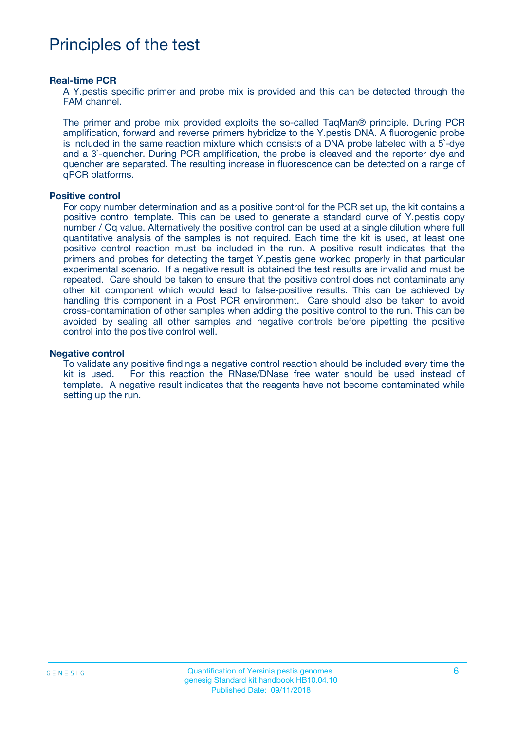# Principles of the test

### Real-time PCR

A Y.pestis specific primer and probe mix is provided and this can be detected through the FAM channel.

The primer and probe mix provided exploits the so-called TaqMan® principle. During PCR amplification, forward and reverse primers hybridize to the Y.pestis DNA. A fluorogenic probe is included in the same reaction mixture which consists of a DNA probe labeled with a 5`-dye and a 3`-quencher. During PCR amplification, the probe is cleaved and the reporter dye and quencher are separated. The resulting increase in fluorescence can be detected on a range of qPCR platforms.

### Positive control

For copy number determination and as a positive control for the PCR set up, the kit contains a positive control template. This can be used to generate a standard curve of Y.pestis copy number / Cq value. Alternatively the positive control can be used at a single dilution where full quantitative analysis of the samples is not required. Each time the kit is used, at least one positive control reaction must be included in the run. A positive result indicates that the primers and probes for detecting the target Y.pestis gene worked properly in that particular experimental scenario. If a negative result is obtained the test results are invalid and must be repeated. Care should be taken to ensure that the positive control does not contaminate any other kit component which would lead to false-positive results. This can be achieved by handling this component in a Post PCR environment. Care should also be taken to avoid cross-contamination of other samples when adding the positive control to the run. This can be avoided by sealing all other samples and negative controls before pipetting the positive control into the positive control well.

### Negative control

To validate any positive findings a negative control reaction should be included every time the kit is used. For this reaction the RNase/DNase free water should be used instead of template. A negative result indicates that the reagents have not become contaminated while setting up the run.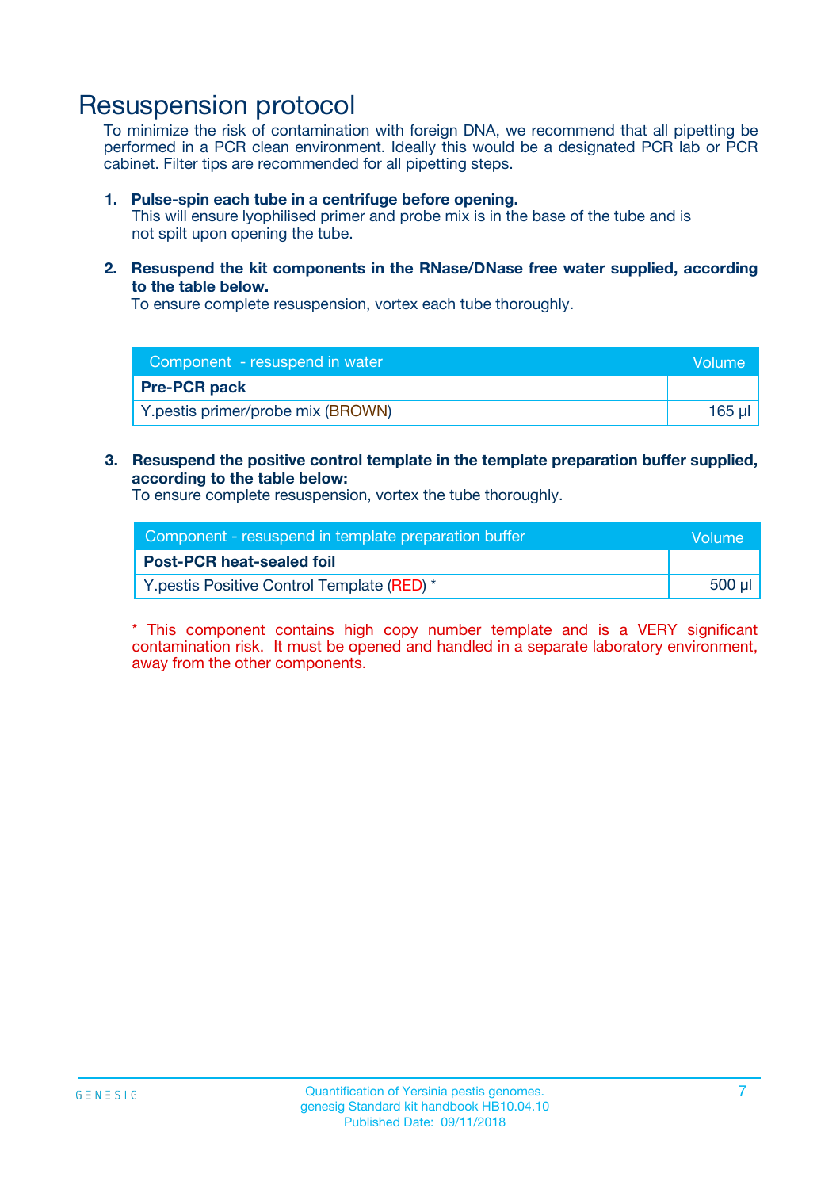# Resuspension protocol

To minimize the risk of contamination with foreign DNA, we recommend that all pipetting be performed in a PCR clean environment. Ideally this would be a designated PCR lab or PCR cabinet. Filter tips are recommended for all pipetting steps.

1. **Pulse-spin each tube in a centrifuge before opening.**
   This will ensure lyophilised primer and probe mix is in the base of the tube and is not spilt upon opening the tube.

2. **Resuspend the kit components in the RNase/DNase free water supplied, according to the table below.**
   To ensure complete resuspension, vortex each tube thoroughly.

| Component - resuspend in water | Volume |
|---|---|
| **Pre-PCR pack** | |
| Y.pestis primer/probe mix (BROWN) | 165 µl |

3. **Resuspend the positive control template in the template preparation buffer supplied, according to the table below:**
   To ensure complete resuspension, vortex the tube thoroughly.

| Component - resuspend in template preparation buffer | Volume |
|---|---|
| **Post-PCR heat-sealed foil** | |
| Y.pestis Positive Control Template (RED) * | 500 µl |

* This component contains high copy number template and is a VERY significant contamination risk. It must be opened and handled in a separate laboratory environment, away from the other components.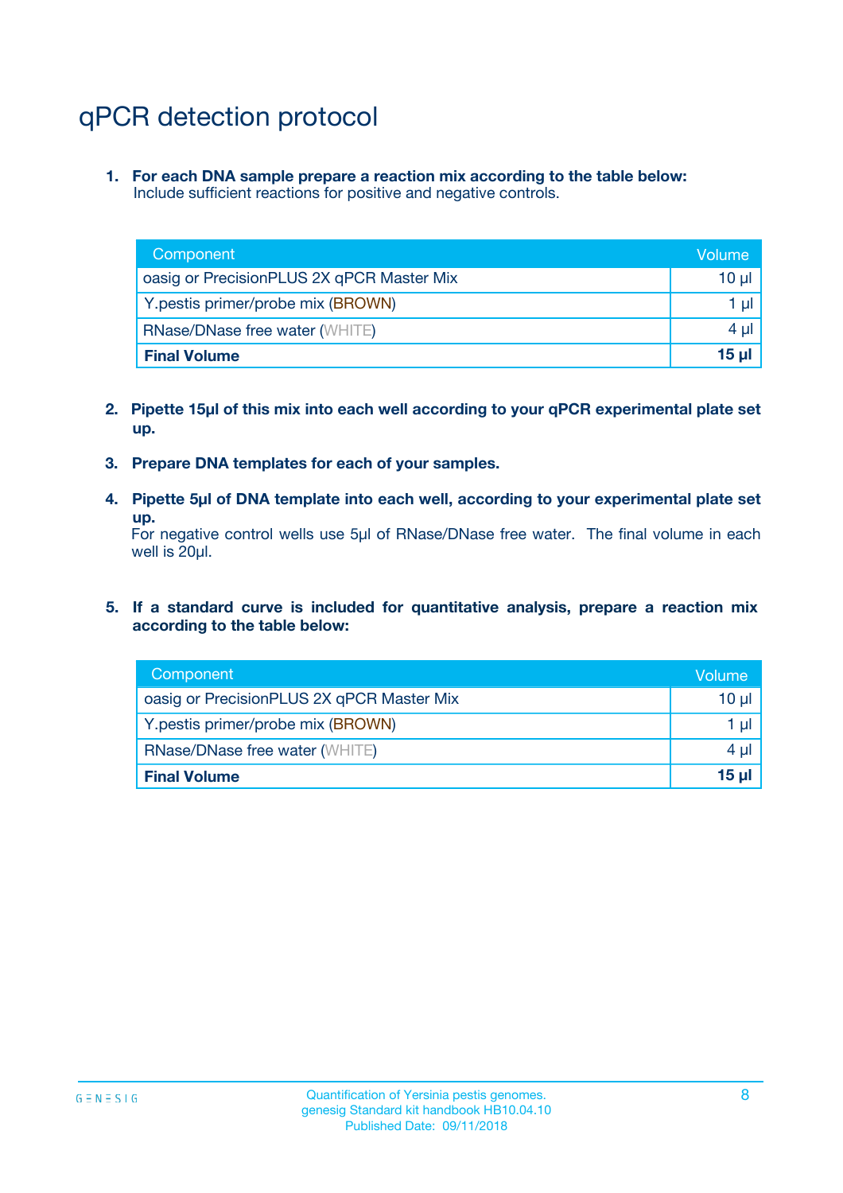# qPCR detection protocol

1. **For each DNA sample prepare a reaction mix according to the table below:**
   Include sufficient reactions for positive and negative controls.

| Component | Volume |
|---|---|
| oasig or PrecisionPLUS 2X qPCR Master Mix | 10 µl |
| Y.pestis primer/probe mix (BROWN) | 1 µl |
| RNase/DNase free water (WHITE) | 4 µl |
| **Final Volume** | **15 µl** |

2. **Pipette 15µl of this mix into each well according to your qPCR experimental plate set up.**

3. **Prepare DNA templates for each of your samples.**

4. **Pipette 5µl of DNA template into each well, according to your experimental plate set up.**
   For negative control wells use 5µl of RNase/DNase free water. The final volume in each well is 20µl.

5. **If a standard curve is included for quantitative analysis, prepare a reaction mix according to the table below:**

| Component | Volume |
|---|---|
| oasig or PrecisionPLUS 2X qPCR Master Mix | 10 µl |
| Y.pestis primer/probe mix (BROWN) | 1 µl |
| RNase/DNase free water (WHITE) | 4 µl |
| **Final Volume** | **15 µl** |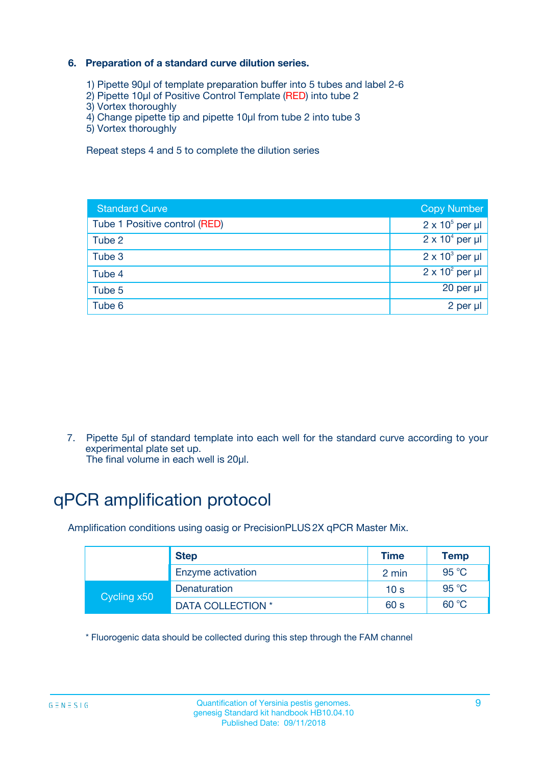### 6. Preparation of a standard curve dilution series.

1) Pipette 90µl of template preparation buffer into 5 tubes and label 2-6
2) Pipette 10µl of Positive Control Template (RED) into tube 2
3) Vortex thoroughly
4) Change pipette tip and pipette 10µl from tube 2 into tube 3
5) Vortex thoroughly

Repeat steps 4 and 5 to complete the dilution series

| Standard Curve | Copy Number |
|---|---|
| Tube 1 Positive control (RED) | $2 \times 10^5$ per µl |
| Tube 2 | $2 \times 10^4$ per µl |
| Tube 3 | $2 \times 10^3$ per µl |
| Tube 4 | $2 \times 10^2$ per µl |
| Tube 5 | 20 per µl |
| Tube 6 | 2 per µl |

7. Pipette 5µl of standard template into each well for the standard curve according to your experimental plate set up.
   The final volume in each well is 20µl.

# qPCR amplification protocol

Amplification conditions using oasig or PrecisionPLUS 2X qPCR Master Mix.

| | Step | Time | Temp |
|---|---|---|---|
| | Enzyme activation | 2 min | 95 °C |
| Cycling x50 | Denaturation | 10 s | 95 °C |
| | DATA COLLECTION * | 60 s | 60 °C |

* Fluorogenic data should be collected during this step through the FAM channel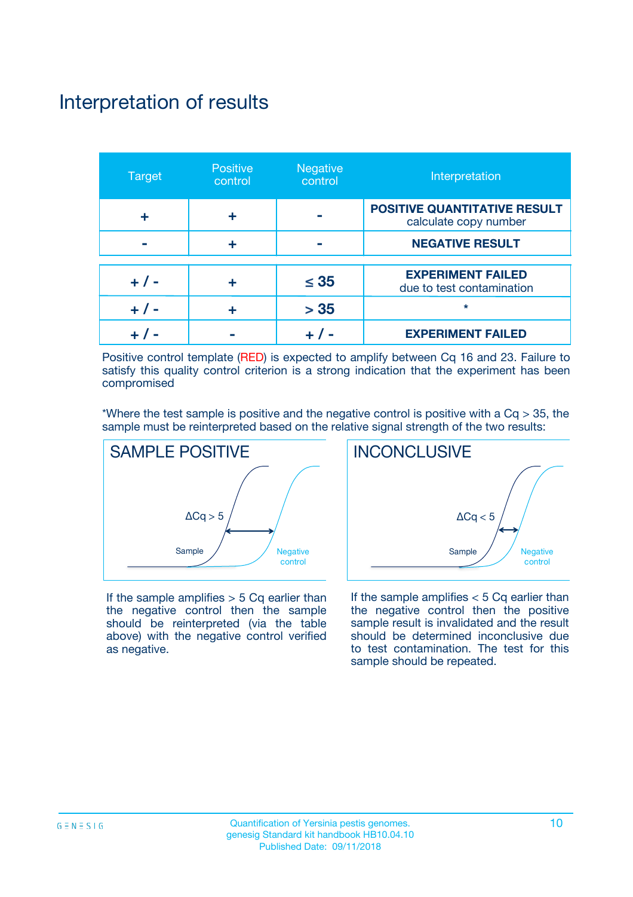# Interpretation of results

| Target | Positive control | Negative control | Interpretation |
|---|---|---|---|
| + | + | - | **POSITIVE QUANTITATIVE RESULT** calculate copy number |
| - | + | - | **NEGATIVE RESULT** |
| + / - | + | ≤ 35 | **EXPERIMENT FAILED** due to test contamination |
| + / - | + | > 35 | * |
| + / - | - | + / - | **EXPERIMENT FAILED** |

Positive control template (RED) is expected to amplify between Cq 16 and 23. Failure to satisfy this quality control criterion is a strong indication that the experiment has been compromised

*Where the test sample is positive and the negative control is positive with a Cq > 35, the sample must be reinterpreted based on the relative signal strength of the two results:

SAMPLE POSITIVE

ΔCq > 5

Sample

Negative control

If the sample amplifies > 5 Cq earlier than the negative control then the sample should be reinterpreted (via the table above) with the negative control verified as negative.

INCONCLUSIVE

ΔCq < 5

Sample

Negative control

If the sample amplifies < 5 Cq earlier than the negative control then the positive sample result is invalidated and the result should be determined inconclusive due to test contamination. The test for this sample should be repeated.